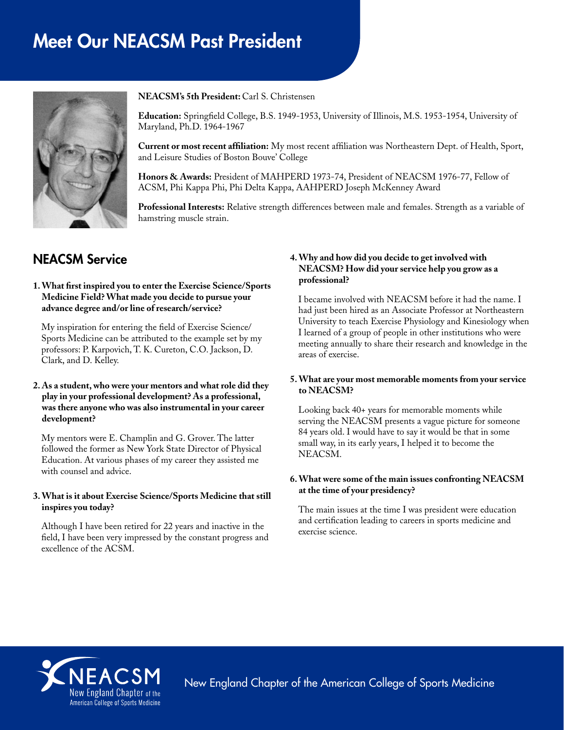# Meet Our NEACSM Past President

**NEACSM's 5th President:** Carl S. Christensen

**Education:** Springfield College, B.S. 1949-1953, University of Illinois, M.S. 1953-1954, University of Maryland, Ph.D. 1964-1967

**Current or most recent affiliation:** My most recent affiliation was Northeastern Dept. of Health, Sport, and Leisure Studies of Boston Bouve' College

**Honors & Awards:** President of MAHPERD 1973-74, President of NEACSM 1976-77, Fellow of ACSM, Phi Kappa Phi, Phi Delta Kappa, AAHPERD Joseph McKenney Award

**Professional Interests:** Relative strength differences between male and females. Strength as a variable of hamstring muscle strain.

## NEACSM Service

**1. What first inspired you to enter the Exercise Science/Sports Medicine Field? What made you decide to pursue your advance degree and/or line of research/service?**

My inspiration for entering the field of Exercise Science/ Sports Medicine can be attributed to the example set by my professors: P. Karpovich, T. K. Cureton, C.O. Jackson, D. Clark, and D. Kelley.

**2. As a student, who were your mentors and what role did they play in your professional development? As a professional, was there anyone who was also instrumental in your career development?**

My mentors were E. Champlin and G. Grover. The latter followed the former as New York State Director of Physical Education. At various phases of my career they assisted me with counsel and advice.

**3. What is it about Exercise Science/Sports Medicine that still inspires you today?**

Although I have been retired for 22 years and inactive in the field, I have been very impressed by the constant progress and excellence of the ACSM.

**4. Why and how did you decide to get involved with NEACSM? How did your service help you grow as a professional?**

I became involved with NEACSM before it had the name. I had just been hired as an Associate Professor at Northeastern University to teach Exercise Physiology and Kinesiology when I learned of a group of people in other institutions who were meeting annually to share their research and knowledge in the areas of exercise.

**5. What are your most memorable moments from your service to NEACSM?**

Looking back 40+ years for memorable moments while serving the NEACSM presents a vague picture for someone 84 years old. I would have to say it would be that in some small way, in its early years, I helped it to become the NEACSM.

**6. What were some of the main issues confronting NEACSM at the time of your presidency?**

The main issues at the time I was president were education and certification leading to careers in sports medicine and exercise science.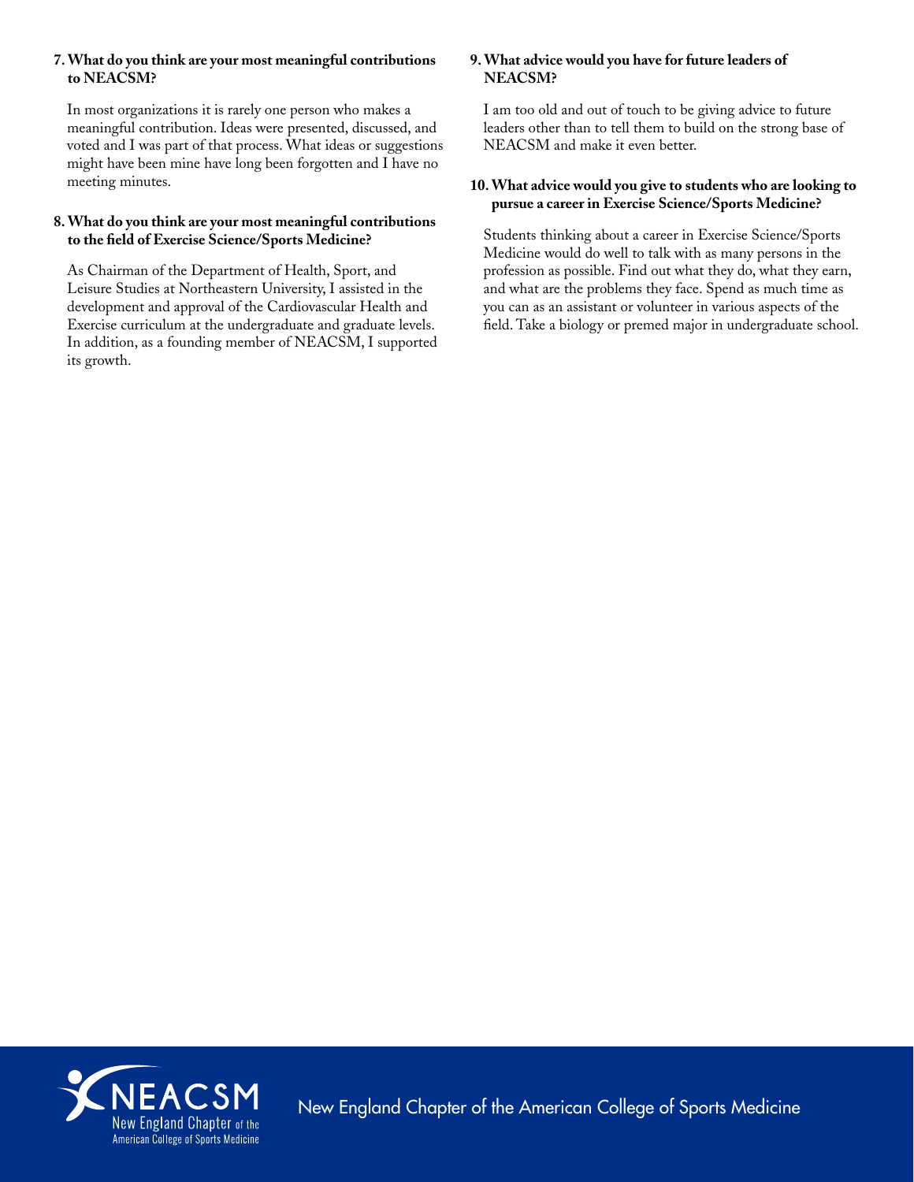**7. What do you think are your most meaningful contributions to NEACSM?**

In most organizations it is rarely one person who makes a meaningful contribution. Ideas were presented, discussed, and voted and I was part of that process. What ideas or suggestions might have been mine have long been forgotten and I have no meeting minutes.

**8. What do you think are your most meaningful contributions to the field of Exercise Science/Sports Medicine?**

As Chairman of the Department of Health, Sport, and Leisure Studies at Northeastern University, I assisted in the development and approval of the Cardiovascular Health and Exercise curriculum at the undergraduate and graduate levels. In addition, as a founding member of NEACSM, I supported its growth.

**9. What advice would you have for future leaders of NEACSM?**

I am too old and out of touch to be giving advice to future leaders other than to tell them to build on the strong base of NEACSM and make it even better.

**10. What advice would you give to students who are looking to pursue a career in Exercise Science/Sports Medicine?**

Students thinking about a career in Exercise Science/Sports Medicine would do well to talk with as many persons in the profession as possible. Find out what they do, what they earn, and what are the problems they face. Spend as much time as you can as an assistant or volunteer in various aspects of the field. Take a biology or premed major in undergraduate school.

NEACSM New England Chapter of the American College of Sports Medicine

New England Chapter of the American College of Sports Medicine